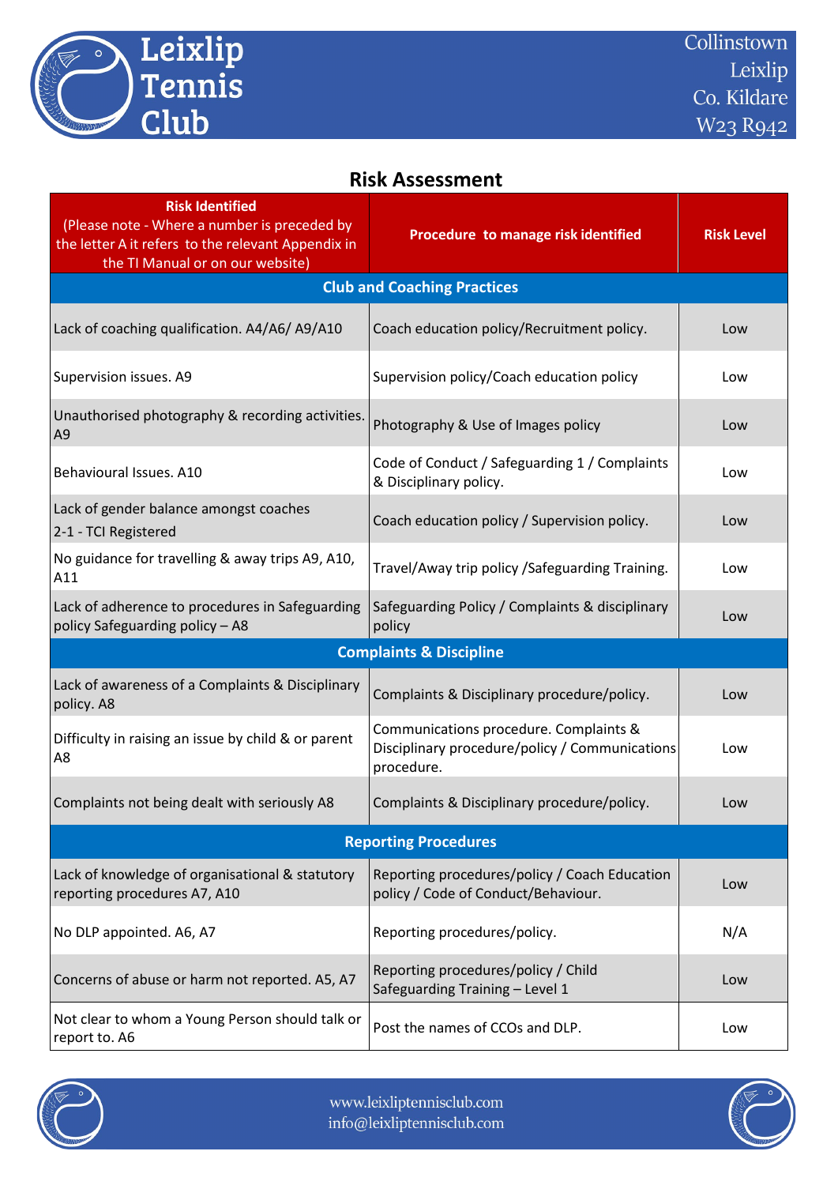Leixlip Tennis Club

Collinstown
Leixlip
Co. Kildare
W23 R942

## Risk Assessment

| Risk Identified (Please note - Where a number is preceded by the letter A it refers to the relevant Appendix in the TI Manual or on our website) | Procedure to manage risk identified | Risk Level |
|---|---|---|
| **Club and Coaching Practices** | | |
| Lack of coaching qualification. A4/A6/ A9/A10 | Coach education policy/Recruitment policy. | Low |
| Supervision issues. A9 | Supervision policy/Coach education policy | Low |
| Unauthorised photography & recording activities. A9 | Photography & Use of Images policy | Low |
| Behavioural Issues. A10 | Code of Conduct / Safeguarding 1 / Complaints & Disciplinary policy. | Low |
| Lack of gender balance amongst coaches 2-1 - TCI Registered | Coach education policy / Supervision policy. | Low |
| No guidance for travelling & away trips A9, A10, A11 | Travel/Away trip policy /Safeguarding Training. | Low |
| Lack of adherence to procedures in Safeguarding policy Safeguarding policy – A8 | Safeguarding Policy / Complaints & disciplinary policy | Low |
| **Complaints & Discipline** | | |
| Lack of awareness of a Complaints & Disciplinary policy. A8 | Complaints & Disciplinary procedure/policy. | Low |
| Difficulty in raising an issue by child & or parent A8 | Communications procedure. Complaints & Disciplinary procedure/policy / Communications procedure. | Low |
| Complaints not being dealt with seriously A8 | Complaints & Disciplinary procedure/policy. | Low |
| **Reporting Procedures** | | |
| Lack of knowledge of organisational & statutory reporting procedures A7, A10 | Reporting procedures/policy / Coach Education policy / Code of Conduct/Behaviour. | Low |
| No DLP appointed. A6, A7 | Reporting procedures/policy. | N/A |
| Concerns of abuse or harm not reported. A5, A7 | Reporting procedures/policy / Child Safeguarding Training – Level 1 | Low |
| Not clear to whom a Young Person should talk or report to. A6 | Post the names of CCOs and DLP. | Low |

www.leixliptennisclub.com
info@leixliptennisclub.com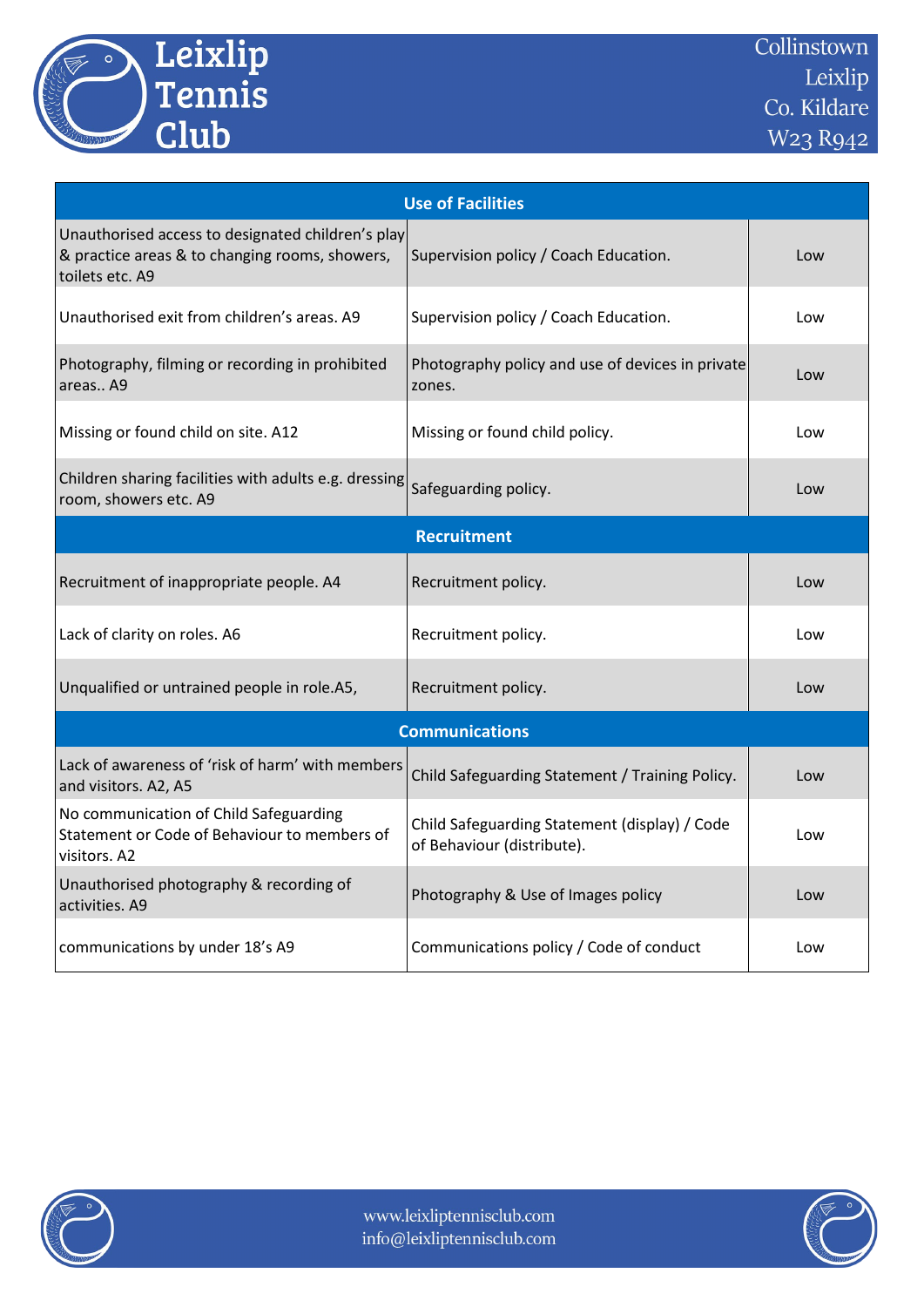| Use of Facilities | | |
|---|---|---|
| Unauthorised access to designated children's play & practice areas & to changing rooms, showers, toilets etc. A9 | Supervision policy / Coach Education. | Low |
| Unauthorised exit from children's areas. A9 | Supervision policy / Coach Education. | Low |
| Photography, filming or recording in prohibited areas.. A9 | Photography policy and use of devices in private zones. | Low |
| Missing or found child on site. A12 | Missing or found child policy. | Low |
| Children sharing facilities with adults e.g. dressing room, showers etc. A9 | Safeguarding policy. | Low |
| **Recruitment** | | |
| Recruitment of inappropriate people. A4 | Recruitment policy. | Low |
| Lack of clarity on roles. A6 | Recruitment policy. | Low |
| Unqualified or untrained people in role.A5, | Recruitment policy. | Low |
| **Communications** | | |
| Lack of awareness of 'risk of harm' with members and visitors. A2, A5 | Child Safeguarding Statement / Training Policy. | Low |
| No communication of Child Safeguarding Statement or Code of Behaviour to members of visitors. A2 | Child Safeguarding Statement (display) / Code of Behaviour (distribute). | Low |
| Unauthorised photography & recording of activities. A9 | Photography & Use of Images policy | Low |
| communications by under 18's A9 | Communications policy / Code of conduct | Low |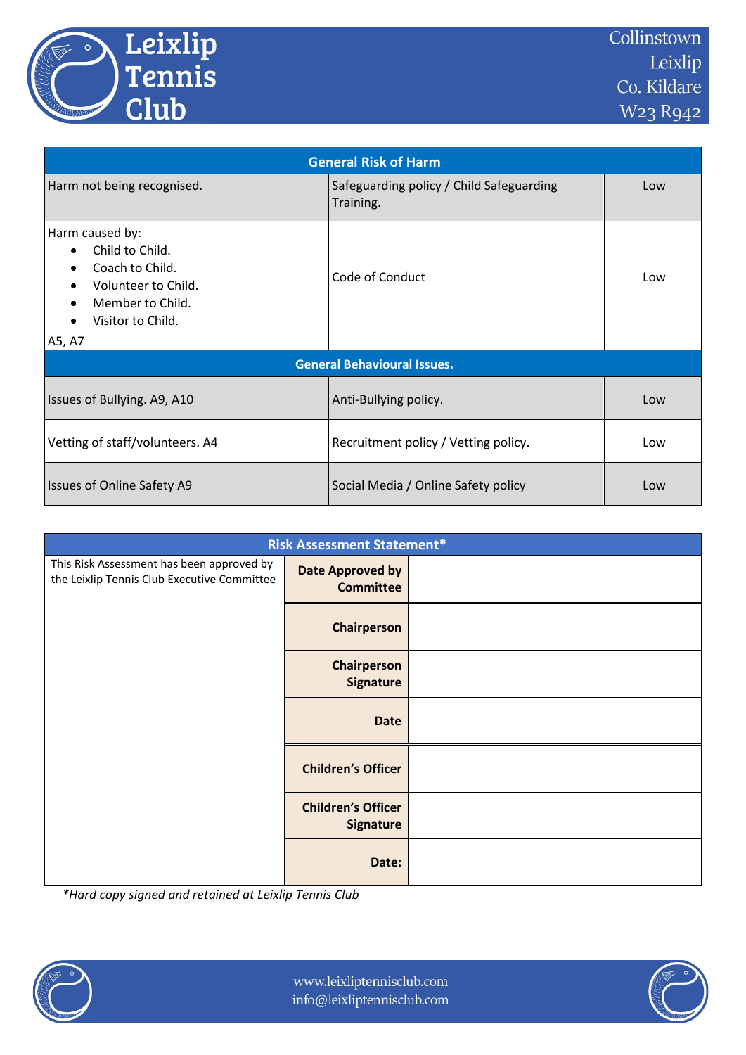| General Risk of Harm | | |
|---|---|---|
| Harm not being recognised. | Safeguarding policy / Child Safeguarding Training. | Low |
| Harm caused by:<br>• Child to Child.<br>• Coach to Child.<br>• Volunteer to Child.<br>• Member to Child.<br>• Visitor to Child.<br>A5, A7 | Code of Conduct | Low |
| **General Behavioural Issues.** | | |
| Issues of Bullying. A9, A10 | Anti-Bullying policy. | Low |
| Vetting of staff/volunteers. A4 | Recruitment policy / Vetting policy. | Low |
| Issues of Online Safety A9 | Social Media / Online Safety policy | Low |

| Risk Assessment Statement* | | |
|---|---|---|
| This Risk Assessment has been approved by the Leixlip Tennis Club Executive Committee | **Date Approved by Committee** | |
| | **Chairperson** | |
| | **Chairperson Signature** | |
| | **Date** | |
| | **Children's Officer** | |
| | **Children's Officer Signature** | |
| | **Date:** | |

*\*Hard copy signed and retained at Leixlip Tennis Club*